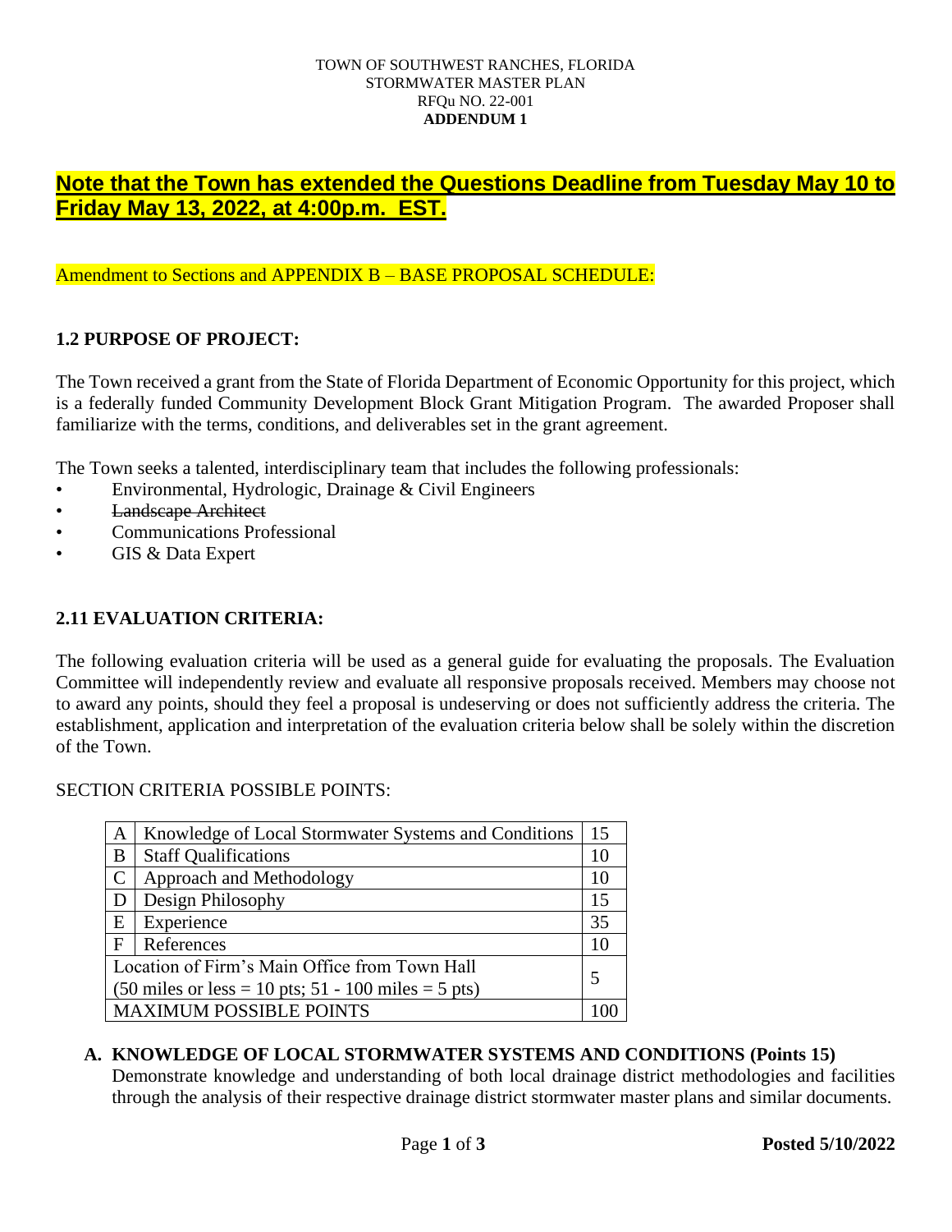TOWN OF SOUTHWEST RANCHES, FLORIDA
STORMWATER MASTER PLAN
RFQu NO. 22-001
**ADDENDUM 1**

**Note that the Town has extended the Questions Deadline from Tuesday May 10 to Friday May 13, 2022, at 4:00p.m. EST.**

Amendment to Sections and APPENDIX B – BASE PROPOSAL SCHEDULE:

## 1.2 PURPOSE OF PROJECT:

The Town received a grant from the State of Florida Department of Economic Opportunity for this project, which is a federally funded Community Development Block Grant Mitigation Program. The awarded Proposer shall familiarize with the terms, conditions, and deliverables set in the grant agreement.

The Town seeks a talented, interdisciplinary team that includes the following professionals:

- Environmental, Hydrologic, Drainage & Civil Engineers
- ~~Landscape Architect~~
- Communications Professional
- GIS & Data Expert

## 2.11 EVALUATION CRITERIA:

The following evaluation criteria will be used as a general guide for evaluating the proposals. The Evaluation Committee will independently review and evaluate all responsive proposals received. Members may choose not to award any points, should they feel a proposal is undeserving or does not sufficiently address the criteria. The establishment, application and interpretation of the evaluation criteria below shall be solely within the discretion of the Town.

SECTION CRITERIA POSSIBLE POINTS:

| | | |
|---|---|---|
| A | Knowledge of Local Stormwater Systems and Conditions | 15 |
| B | Staff Qualifications | 10 |
| C | Approach and Methodology | 10 |
| D | Design Philosophy | 15 |
| E | Experience | 35 |
| F | References | 10 |
| Location of Firm's Main Office from Town Hall (50 miles or less = 10 pts; 51 - 100 miles = 5 pts) | | 5 |
| MAXIMUM POSSIBLE POINTS | | 100 |

**A. KNOWLEDGE OF LOCAL STORMWATER SYSTEMS AND CONDITIONS (Points 15)**
Demonstrate knowledge and understanding of both local drainage district methodologies and facilities through the analysis of their respective drainage district stormwater master plans and similar documents.

**Posted 5/10/2022**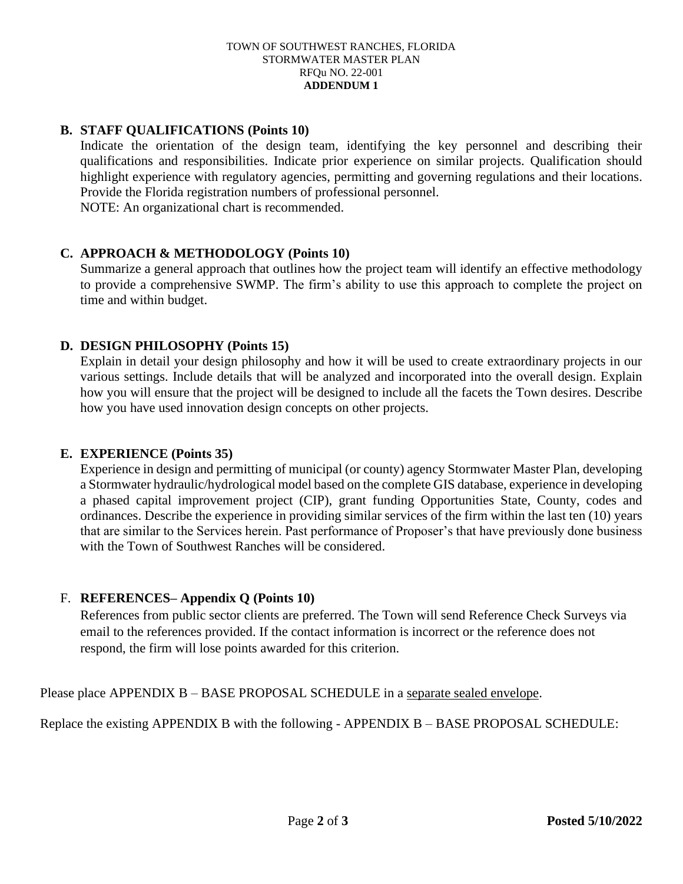## B. STAFF QUALIFICATIONS (Points 10)

Indicate the orientation of the design team, identifying the key personnel and describing their qualifications and responsibilities. Indicate prior experience on similar projects. Qualification should highlight experience with regulatory agencies, permitting and governing regulations and their locations. Provide the Florida registration numbers of professional personnel.

NOTE: An organizational chart is recommended.

## C. APPROACH & METHODOLOGY (Points 10)

Summarize a general approach that outlines how the project team will identify an effective methodology to provide a comprehensive SWMP. The firm's ability to use this approach to complete the project on time and within budget.

## D. DESIGN PHILOSOPHY (Points 15)

Explain in detail your design philosophy and how it will be used to create extraordinary projects in our various settings. Include details that will be analyzed and incorporated into the overall design. Explain how you will ensure that the project will be designed to include all the facets the Town desires. Describe how you have used innovation design concepts on other projects.

## E. EXPERIENCE (Points 35)

Experience in design and permitting of municipal (or county) agency Stormwater Master Plan, developing a Stormwater hydraulic/hydrological model based on the complete GIS database, experience in developing a phased capital improvement project (CIP), grant funding Opportunities State, County, codes and ordinances. Describe the experience in providing similar services of the firm within the last ten (10) years that are similar to the Services herein. Past performance of Proposer's that have previously done business with the Town of Southwest Ranches will be considered.

## F. REFERENCES– Appendix Q (Points 10)

References from public sector clients are preferred. The Town will send Reference Check Surveys via email to the references provided. If the contact information is incorrect or the reference does not respond, the firm will lose points awarded for this criterion.

Please place APPENDIX B – BASE PROPOSAL SCHEDULE in a <u>separate sealed envelope</u>.

Replace the existing APPENDIX B with the following - APPENDIX B – BASE PROPOSAL SCHEDULE: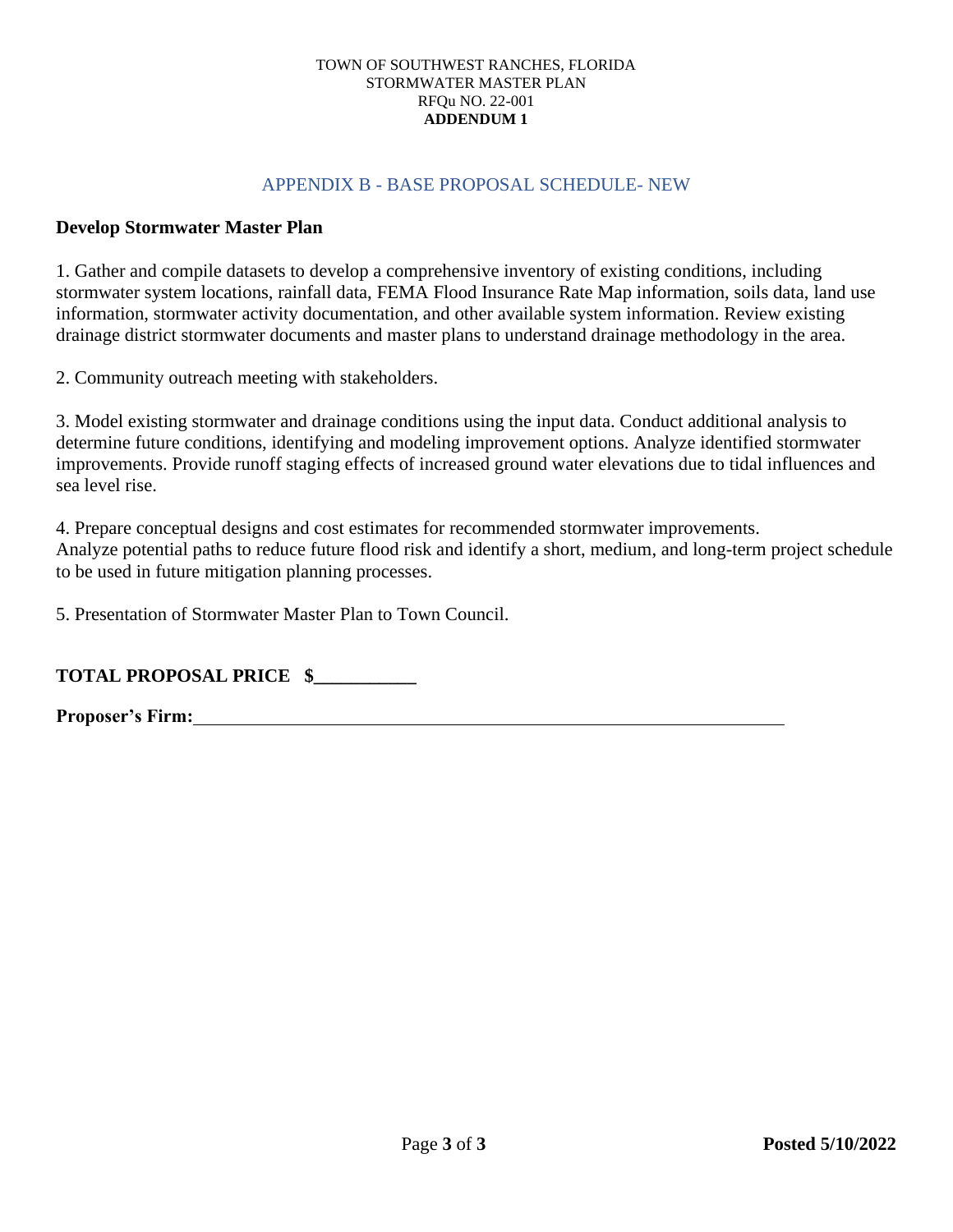TOWN OF SOUTHWEST RANCHES, FLORIDA
STORMWATER MASTER PLAN
RFQu NO. 22-001
**ADDENDUM 1**

## APPENDIX B - BASE PROPOSAL SCHEDULE- NEW

**Develop Stormwater Master Plan**

1. Gather and compile datasets to develop a comprehensive inventory of existing conditions, including stormwater system locations, rainfall data, FEMA Flood Insurance Rate Map information, soils data, land use information, stormwater activity documentation, and other available system information. Review existing drainage district stormwater documents and master plans to understand drainage methodology in the area.

2. Community outreach meeting with stakeholders.

3. Model existing stormwater and drainage conditions using the input data. Conduct additional analysis to determine future conditions, identifying and modeling improvement options. Analyze identified stormwater improvements. Provide runoff staging effects of increased ground water elevations due to tidal influences and sea level rise.

4. Prepare conceptual designs and cost estimates for recommended stormwater improvements.
Analyze potential paths to reduce future flood risk and identify a short, medium, and long-term project schedule to be used in future mitigation planning processes.

5. Presentation of Stormwater Master Plan to Town Council.

**TOTAL PROPOSAL PRICE $__________**

**Proposer's Firm:**______________________________________________________________

**Posted 5/10/2022**